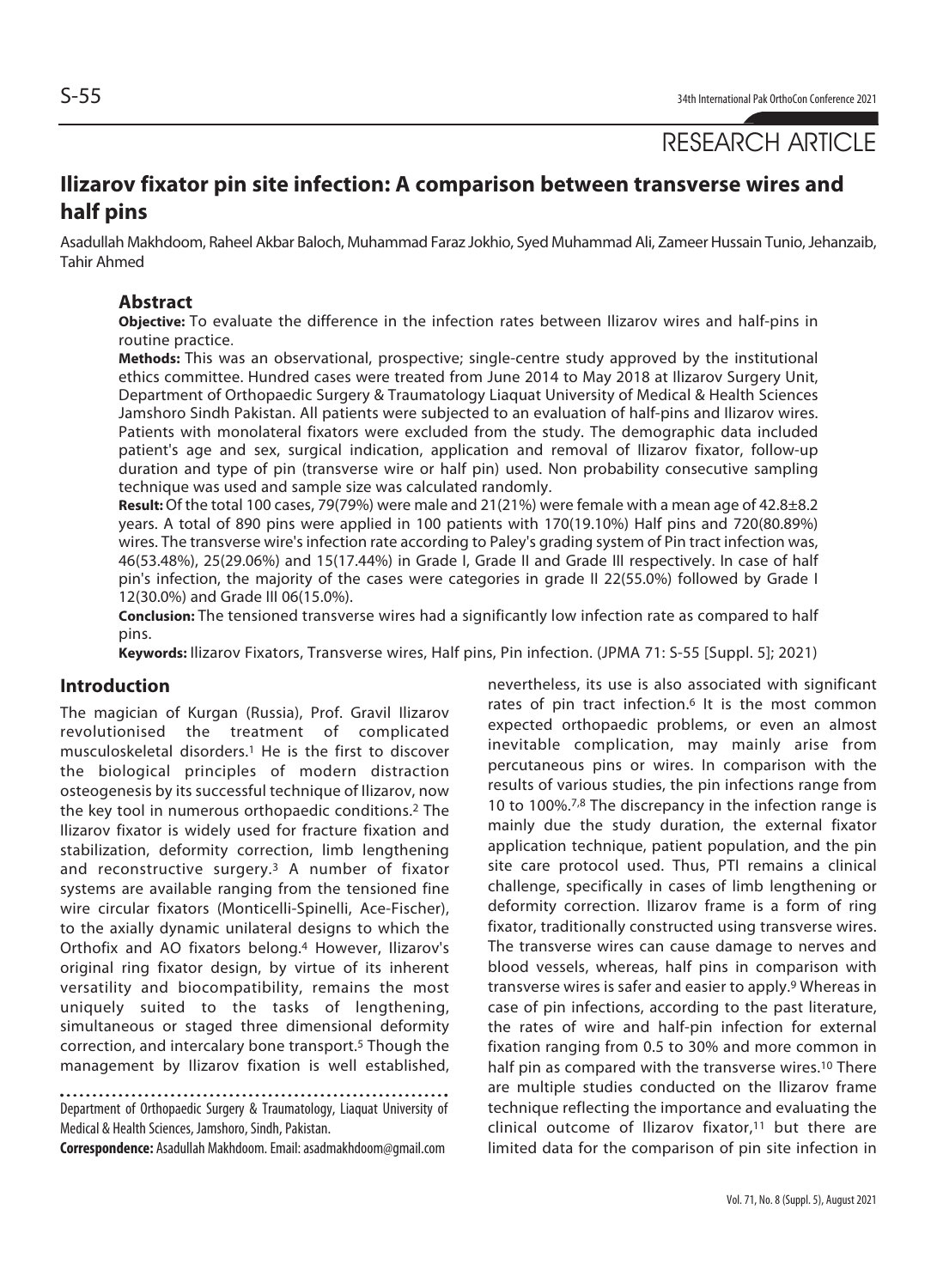RESEARCH ARTICLE

# Ilizarov fixator pin site infection: A comparison between transverse wires and half pins

Asadullah Makhdoom, Raheel Akbar Baloch, Muhammad Faraz Jokhio, Syed Muhammad Ali, Zameer Hussain Tunio, Jehanzaib, Tahir Ahmed

## Abstract

**Objective:** To evaluate the difference in the infection rates between Ilizarov wires and half-pins in routine practice.

**Methods:** This was an observational, prospective; single-centre study approved by the institutional ethics committee. Hundred cases were treated from June 2014 to May 2018 at Ilizarov Surgery Unit, Department of Orthopaedic Surgery & Traumatology Liaquat University of Medical & Health Sciences Jamshoro Sindh Pakistan. All patients were subjected to an evaluation of half-pins and Ilizarov wires. Patients with monolateral fixators were excluded from the study. The demographic data included patient's age and sex, surgical indication, application and removal of Ilizarov fixator, follow-up duration and type of pin (transverse wire or half pin) used. Non probability consecutive sampling technique was used and sample size was calculated randomly.

**Result:** Of the total 100 cases, 79(79%) were male and 21(21%) were female with a mean age of 42.8±8.2 years. A total of 890 pins were applied in 100 patients with 170(19.10%) Half pins and 720(80.89%) wires. The transverse wire's infection rate according to Paley's grading system of Pin tract infection was, 46(53.48%), 25(29.06%) and 15(17.44%) in Grade I, Grade II and Grade III respectively. In case of half pin's infection, the majority of the cases were categories in grade II 22(55.0%) followed by Grade I 12(30.0%) and Grade III 06(15.0%).

**Conclusion:** The tensioned transverse wires had a significantly low infection rate as compared to half pins.

**Keywords:** Ilizarov Fixators, Transverse wires, Half pins, Pin infection. (JPMA 71: S-55 [Suppl. 5]; 2021)

## Introduction

The magician of Kurgan (Russia), Prof. Gravil Ilizarov revolutionised the treatment of complicated musculoskeletal disorders.[1] He is the first to discover the biological principles of modern distraction osteogenesis by its successful technique of Ilizarov, now the key tool in numerous orthopaedic conditions.[2] The Ilizarov fixator is widely used for fracture fixation and stabilization, deformity correction, limb lengthening and reconstructive surgery.[3] A number of fixator systems are available ranging from the tensioned fine wire circular fixators (Monticelli-Spinelli, Ace-Fischer), to the axially dynamic unilateral designs to which the Orthofix and AO fixators belong.[4] However, Ilizarov's original ring fixator design, by virtue of its inherent versatility and biocompatibility, remains the most uniquely suited to the tasks of lengthening, simultaneous or staged three dimensional deformity correction, and intercalary bone transport.[5] Though the management by Ilizarov fixation is well established, nevertheless, its use is also associated with significant rates of pin tract infection.[6] It is the most common expected orthopaedic problems, or even an almost inevitable complication, may mainly arise from percutaneous pins or wires. In comparison with the results of various studies, the pin infections range from 10 to 100%.[7,8] The discrepancy in the infection range is mainly due the study duration, the external fixator application technique, patient population, and the pin site care protocol used. Thus, PTI remains a clinical challenge, specifically in cases of limb lengthening or deformity correction. Ilizarov frame is a form of ring fixator, traditionally constructed using transverse wires. The transverse wires can cause damage to nerves and blood vessels, whereas, half pins in comparison with transverse wires is safer and easier to apply.[9] Whereas in case of pin infections, according to the past literature, the rates of wire and half-pin infection for external fixation ranging from 0.5 to 30% and more common in half pin as compared with the transverse wires.[10] There are multiple studies conducted on the Ilizarov frame technique reflecting the importance and evaluating the clinical outcome of Ilizarov fixator,[11] but there are limited data for the comparison of pin site infection in

Department of Orthopaedic Surgery & Traumatology, Liaquat University of Medical & Health Sciences, Jamshoro, Sindh, Pakistan.

**Correspondence:** Asadullah Makhdoom. Email: asadmakhdoom@gmail.com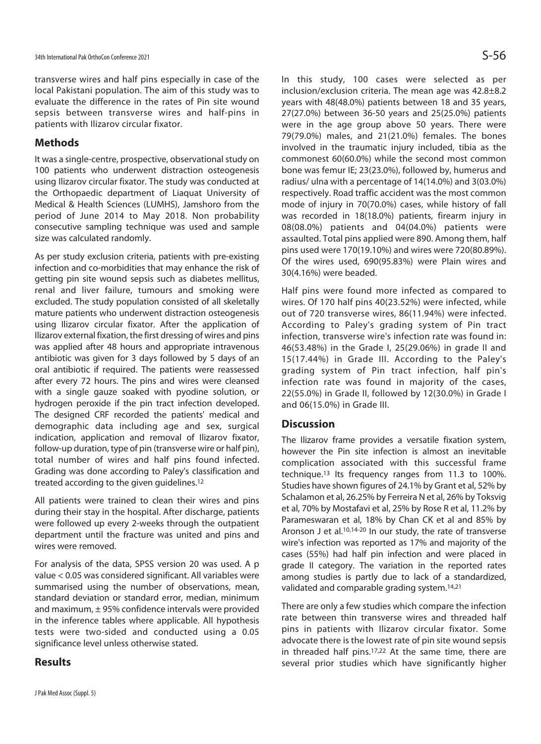transverse wires and half pins especially in case of the local Pakistani population. The aim of this study was to evaluate the difference in the rates of Pin site wound sepsis between transverse wires and half-pins in patients with Ilizarov circular fixator.

## Methods

It was a single-centre, prospective, observational study on 100 patients who underwent distraction osteogenesis using Ilizarov circular fixator. The study was conducted at the Orthopaedic department of Liaquat University of Medical & Health Sciences (LUMHS), Jamshoro from the period of June 2014 to May 2018. Non probability consecutive sampling technique was used and sample size was calculated randomly.

As per study exclusion criteria, patients with pre-existing infection and co-morbidities that may enhance the risk of getting pin site wound sepsis such as diabetes mellitus, renal and liver failure, tumours and smoking were excluded. The study population consisted of all skeletally mature patients who underwent distraction osteogenesis using Ilizarov circular fixator. After the application of Ilizarov external fixation, the first dressing of wires and pins was applied after 48 hours and appropriate intravenous antibiotic was given for 3 days followed by 5 days of an oral antibiotic if required. The patients were reassessed after every 72 hours. The pins and wires were cleansed with a single gauze soaked with pyodine solution, or hydrogen peroxide if the pin tract infection developed. The designed CRF recorded the patients' medical and demographic data including age and sex, surgical indication, application and removal of Ilizarov fixator, follow-up duration, type of pin (transverse wire or half pin), total number of wires and half pins found infected. Grading was done according to Paley's classification and treated according to the given guidelines.[12]

All patients were trained to clean their wires and pins during their stay in the hospital. After discharge, patients were followed up every 2-weeks through the outpatient department until the fracture was united and pins and wires were removed.

For analysis of the data, SPSS version 20 was used. A p value $< 0.05$ was considered significant. All variables were summarised using the number of observations, mean, standard deviation or standard error, median, minimum and maximum, $\pm$ 95% confidence intervals were provided in the inference tables where applicable. All hypothesis tests were two-sided and conducted using a 0.05 significance level unless otherwise stated.

## Results

In this study, 100 cases were selected as per inclusion/exclusion criteria. The mean age was 42.8±8.2 years with 48(48.0%) patients between 18 and 35 years, 27(27.0%) between 36-50 years and 25(25.0%) patients were in the age group above 50 years. There were 79(79.0%) males, and 21(21.0%) females. The bones involved in the traumatic injury included, tibia as the commonest 60(60.0%) while the second most common bone was femur IE; 23(23.0%), followed by, humerus and radius/ ulna with a percentage of 14(14.0%) and 3(03.0%) respectively. Road traffic accident was the most common mode of injury in 70(70.0%) cases, while history of fall was recorded in 18(18.0%) patients, firearm injury in 08(08.0%) patients and 04(04.0%) patients were assaulted. Total pins applied were 890. Among them, half pins used were 170(19.10%) and wires were 720(80.89%). Of the wires used, 690(95.83%) were Plain wires and 30(4.16%) were beaded.

Half pins were found more infected as compared to wires. Of 170 half pins 40(23.52%) were infected, while out of 720 transverse wires, 86(11.94%) were infected. According to Paley's grading system of Pin tract infection, transverse wire's infection rate was found in: 46(53.48%) in the Grade I, 25(29.06%) in grade II and 15(17.44%) in Grade III. According to the Paley's grading system of Pin tract infection, half pin's infection rate was found in majority of the cases, 22(55.0%) in Grade II, followed by 12(30.0%) in Grade I and 06(15.0%) in Grade III.

## Discussion

The Ilizarov frame provides a versatile fixation system, however the Pin site infection is almost an inevitable complication associated with this successful frame technique.[13] Its frequency ranges from 11.3 to 100%. Studies have shown figures of 24.1% by Grant et al, 52% by Schalamon et al, 26.25% by Ferreira N et al, 26% by Toksvig et al, 70% by Mostafavi et al, 25% by Rose R et al, 11.2% by Parameswaran et al, 18% by Chan CK et al and 85% by Aronson J et al.[10,14-20] In our study, the rate of transverse wire's infection was reported as 17% and majority of the cases (55%) had half pin infection and were placed in grade II category. The variation in the reported rates among studies is partly due to lack of a standardized, validated and comparable grading system.[14,21]

There are only a few studies which compare the infection rate between thin transverse wires and threaded half pins in patients with Ilizarov circular fixator. Some advocate there is the lowest rate of pin site wound sepsis in threaded half pins.[17,22] At the same time, there are several prior studies which have significantly higher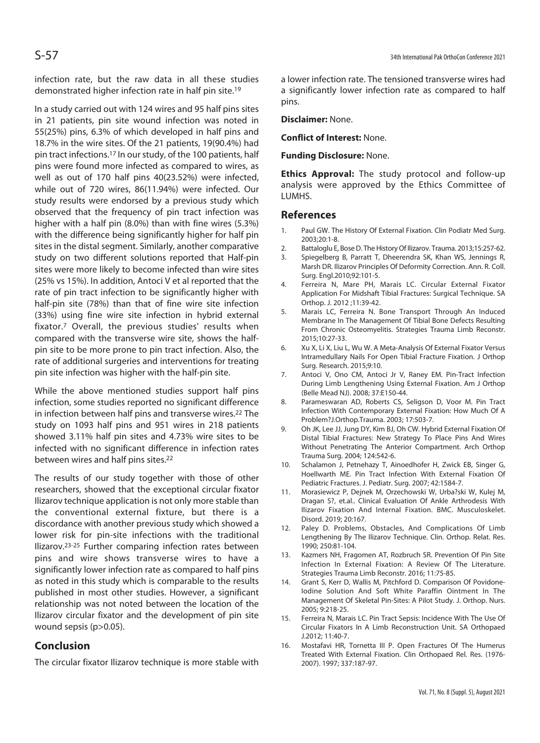infection rate, but the raw data in all these studies demonstrated higher infection rate in half pin site.[19]

In a study carried out with 124 wires and 95 half pins sites in 21 patients, pin site wound infection was noted in 55(25%) pins, 6.3% of which developed in half pins and 18.7% in the wire sites. Of the 21 patients, 19(90.4%) had pin tract infections.[17] In our study, of the 100 patients, half pins were found more infected as compared to wires, as well as out of 170 half pins 40(23.52%) were infected, while out of 720 wires, 86(11.94%) were infected. Our study results were endorsed by a previous study which observed that the frequency of pin tract infection was higher with a half pin (8.0%) than with fine wires (5.3%) with the difference being significantly higher for half pin sites in the distal segment. Similarly, another comparative study on two different solutions reported that Half-pin sites were more likely to become infected than wire sites (25% vs 15%). In addition, Antoci V et al reported that the rate of pin tract infection to be significantly higher with half-pin site (78%) than that of fine wire site infection (33%) using fine wire site infection in hybrid external fixator.[7] Overall, the previous studies' results when compared with the transverse wire site, shows the half-pin site to be more prone to pin tract infection. Also, the rate of additional surgeries and interventions for treating pin site infection was higher with the half-pin site.

While the above mentioned studies support half pins infection, some studies reported no significant difference in infection between half pins and transverse wires.[22] The study on 1093 half pins and 951 wires in 218 patients showed 3.11% half pin sites and 4.73% wire sites to be infected with no significant difference in infection rates between wires and half pins sites.[22]

The results of our study together with those of other researchers, showed that the exceptional circular fixator Ilizarov technique application is not only more stable than the conventional external fixture, but there is a discordance with another previous study which showed a lower risk for pin-site infections with the traditional Ilizarov.[23-25] Further comparing infection rates between pins and wire shows transverse wires to have a significantly lower infection rate as compared to half pins as noted in this study which is comparable to the results published in most other studies. However, a significant relationship was not noted between the location of the Ilizarov circular fixator and the development of pin site wound sepsis ($p>0.05$).

## Conclusion

The circular fixator Ilizarov technique is more stable with a lower infection rate. The tensioned transverse wires had a significantly lower infection rate as compared to half pins.

**Disclaimer:** None.

**Conflict of Interest:** None.

**Funding Disclosure:** None.

**Ethics Approval:** The study protocol and follow-up analysis were approved by the Ethics Committee of LUMHS.

## References

1. Paul GW. The History Of External Fixation. Clin Podiatr Med Surg. 2003;20:1-8.
2. Battaloglu E, Bose D. The History Of Ilizarov. Trauma. 2013;15:257-62.
3. Spiegelberg B, Parratt T, Dheerendra SK, Khan WS, Jennings R, Marsh DR. Ilizarov Principles Of Deformity Correction. Ann. R. Coll. Surg. Engl.2010;92:101-5.
4. Ferreira N, Mare PH, Marais LC. Circular External Fixator Application For Midshaft Tibial Fractures: Surgical Technique. SA Orthop. J. 2012 ;11:39-42.
5. Marais LC, Ferreira N. Bone Transport Through An Induced Membrane In The Management Of Tibial Bone Defects Resulting From Chronic Osteomyelitis. Strategies Trauma Limb Reconstr. 2015;10:27-33.
6. Xu X, Li X, Liu L, Wu W. A Meta-Analysis Of External Fixator Versus Intramedullary Nails For Open Tibial Fracture Fixation. J Orthop Surg. Research. 2015;9:10.
7. Antoci V, Ono CM, Antoci Jr V, Raney EM. Pin-Tract Infection During Limb Lengthening Using External Fixation. Am J Orthop (Belle Mead NJ). 2008; 37:E150-44.
8. Parameswaran AD, Roberts CS, Seligson D, Voor M. Pin Tract Infection With Contemporary External Fixation: How Much Of A Problem?J.Orthop.Trauma. 2003; 17:503-7.
9. Oh JK, Lee JJ, Jung DY, Kim BJ, Oh CW. Hybrid External Fixation Of Distal Tibial Fractures: New Strategy To Place Pins And Wires Without Penetrating The Anterior Compartment. Arch Orthop Trauma Surg. 2004; 124:542-6.
10. Schalamon J, Petnehazy T, Ainoedhofer H, Zwick EB, Singer G, Hoellwarth ME. Pin Tract Infection With External Fixation Of Pediatric Fractures. J. Pediatr. Surg. 2007; 42:1584-7.
11. Morasiewicz P, Dejnek M, Orzechowski W, Urba?ski W, Kulej M, Dragan S?, et.al.. Clinical Evaluation Of Ankle Arthrodesis With Ilizarov Fixation And Internal Fixation. BMC. Musculoskelet. Disord. 2019; 20:167.
12. Paley D. Problems, Obstacles, And Complications Of Limb Lengthening By The Ilizarov Technique. Clin. Orthop. Relat. Res. 1990; 250:81-104.
13. Kazmers NH, Fragomen AT, Rozbruch SR. Prevention Of Pin Site Infection In External Fixation: A Review Of The Literature. Strategies Trauma Limb Reconstr. 2016; 11:75-85.
14. Grant S, Kerr D, Wallis M, Pitchford D. Comparison Of Povidone-Iodine Solution And Soft White Paraffin Ointment In The Management Of Skeletal Pin-Sites: A Pilot Study. J. Orthop. Nurs. 2005; 9:218-25.
15. Ferreira N, Marais LC. Pin Tract Sepsis: Incidence With The Use Of Circular Fixators In A Limb Reconstruction Unit. SA Orthopaed J.2012; 11:40-7.
16. Mostafavi HR, Tornetta III P. Open Fractures Of The Humerus Treated With External Fixation. Clin Orthopaed Rel. Res. (1976-2007). 1997; 337:187-97.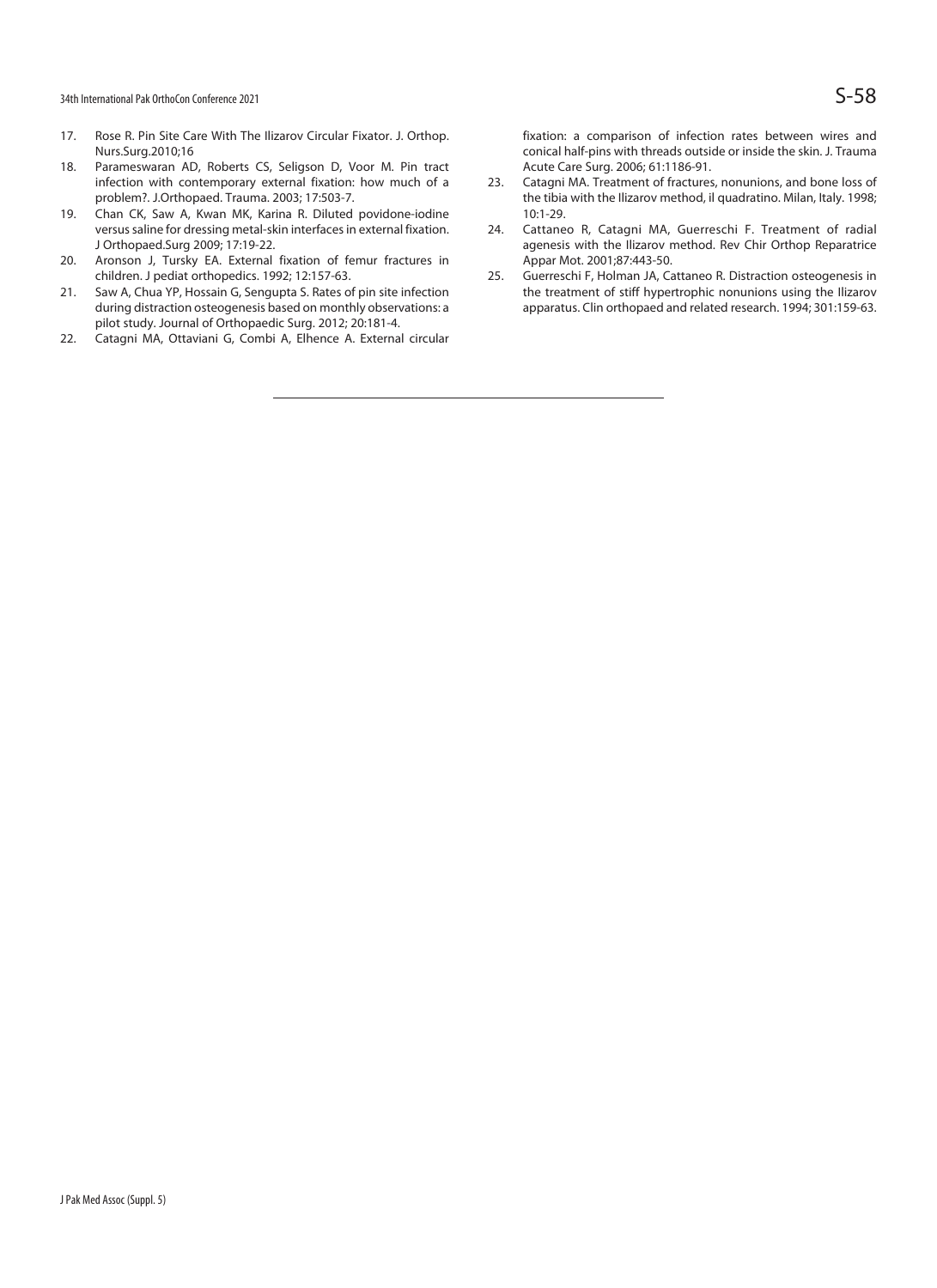17. Rose R. Pin Site Care With The Ilizarov Circular Fixator. J. Orthop. Nurs.Surg.2010;16
18. Parameswaran AD, Roberts CS, Seligson D, Voor M. Pin tract infection with contemporary external fixation: how much of a problem?. J.Orthopaed. Trauma. 2003; 17:503-7.
19. Chan CK, Saw A, Kwan MK, Karina R. Diluted povidone-iodine versus saline for dressing metal-skin interfaces in external fixation. J Orthopaed.Surg 2009; 17:19-22.
20. Aronson J, Tursky EA. External fixation of femur fractures in children. J pediat orthopedics. 1992; 12:157-63.
21. Saw A, Chua YP, Hossain G, Sengupta S. Rates of pin site infection during distraction osteogenesis based on monthly observations: a pilot study. Journal of Orthopaedic Surg. 2012; 20:181-4.
22. Catagni MA, Ottaviani G, Combi A, Elhence A. External circular fixation: a comparison of infection rates between wires and conical half-pins with threads outside or inside the skin. J. Trauma Acute Care Surg. 2006; 61:1186-91.
23. Catagni MA. Treatment of fractures, nonunions, and bone loss of the tibia with the Ilizarov method, il quadratino. Milan, Italy. 1998; 10:1-29.
24. Cattaneo R, Catagni MA, Guerreschi F. Treatment of radial agenesis with the Ilizarov method. Rev Chir Orthop Reparatrice Appar Mot. 2001;87:443-50.
25. Guerreschi F, Holman JA, Cattaneo R. Distraction osteogenesis in the treatment of stiff hypertrophic nonunions using the Ilizarov apparatus. Clin orthopaed and related research. 1994; 301:159-63.